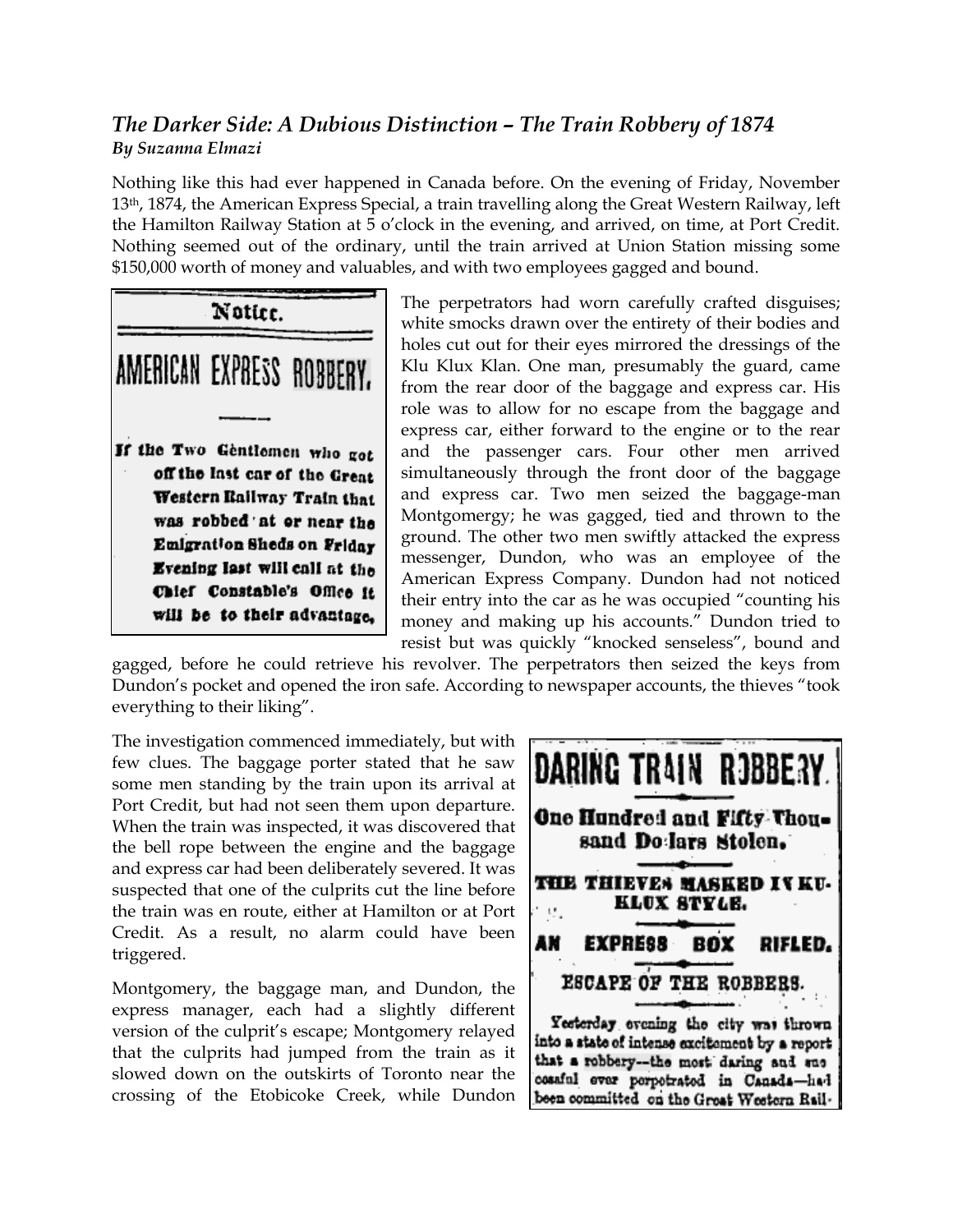### *The Darker Side: A Dubious Distinction – The Train Robbery of 1874*
***By Suzanna Elmazi***

Nothing like this had ever happened in Canada before. On the evening of Friday, November 13th, 1874, the American Express Special, a train travelling along the Great Western Railway, left the Hamilton Railway Station at 5 o'clock in the evening, and arrived, on time, at Port Credit. Nothing seemed out of the ordinary, until the train arrived at Union Station missing some $150,000 worth of money and valuables, and with two employees gagged and bound.

Notice.

AMERICAN EXPRESS ROBBERY.

If the Two Gentlemen who got off the last car of the Great Western Railway Train that was robbed at or near the Emigration Sheds on Friday Evening last will call at the Chief Constable's Office it will be to their advantage.

The perpetrators had worn carefully crafted disguises; white smocks drawn over the entirety of their bodies and holes cut out for their eyes mirrored the dressings of the Klu Klux Klan. One man, presumably the guard, came from the rear door of the baggage and express car. His role was to allow for no escape from the baggage and express car, either forward to the engine or to the rear and the passenger cars. Four other men arrived simultaneously through the front door of the baggage and express car. Two men seized the baggage-man Montgomergy; he was gagged, tied and thrown to the ground. The other two men swiftly attacked the express messenger, Dundon, who was an employee of the American Express Company. Dundon had not noticed their entry into the car as he was occupied "counting his money and making up his accounts." Dundon tried to resist but was quickly "knocked senseless", bound and gagged, before he could retrieve his revolver. The perpetrators then seized the keys from Dundon's pocket and opened the iron safe. According to newspaper accounts, the thieves "took everything to their liking".

The investigation commenced immediately, but with few clues. The baggage porter stated that he saw some men standing by the train upon its arrival at Port Credit, but had not seen them upon departure. When the train was inspected, it was discovered that the bell rope between the engine and the baggage and express car had been deliberately severed. It was suspected that one of the culprits cut the line before the train was en route, either at Hamilton or at Port Credit. As a result, no alarm could have been triggered.

DARING TRAIN ROBBERY.

One Hundred and Fifty Thousand Dollars Stolen.

THE THIEVES MASKED IN KU-KLUX STYLE.

AN EXPRESS BOX RIFLED.

ESCAPE OF THE ROBBERS.

Yesterday evening the city was thrown into a state of intense excitement by a report that a robbery--the most daring and successful ever perpetrated in Canada--had been committed on the Great Western Rail-

Montgomery, the baggage man, and Dundon, the express manager, each had a slightly different version of the culprit's escape; Montgomery relayed that the culprits had jumped from the train as it slowed down on the outskirts of Toronto near the crossing of the Etobicoke Creek, while Dundon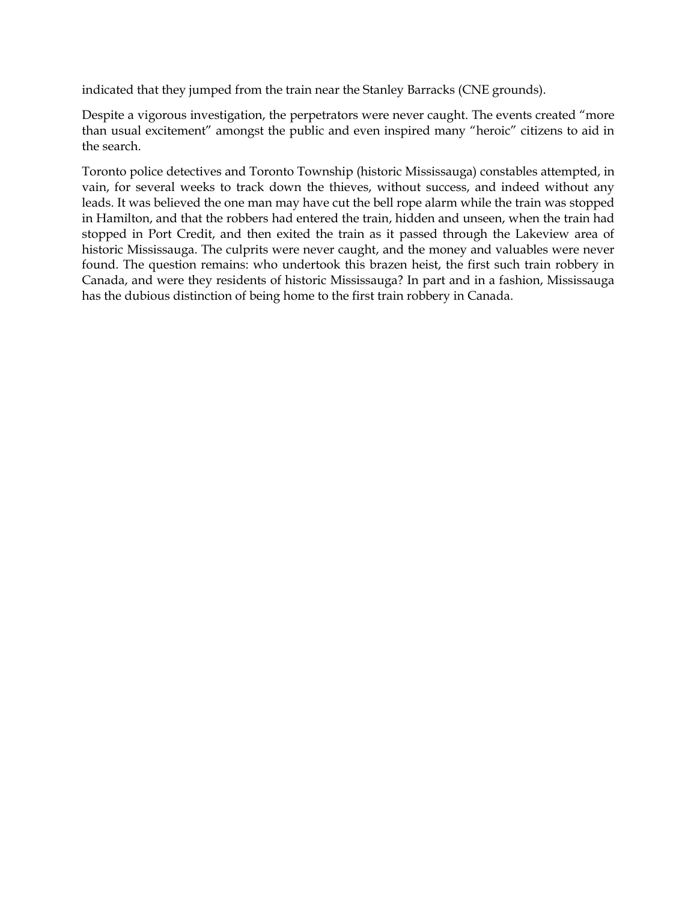indicated that they jumped from the train near the Stanley Barracks (CNE grounds).

Despite a vigorous investigation, the perpetrators were never caught. The events created "more than usual excitement" amongst the public and even inspired many "heroic" citizens to aid in the search.

Toronto police detectives and Toronto Township (historic Mississauga) constables attempted, in vain, for several weeks to track down the thieves, without success, and indeed without any leads. It was believed the one man may have cut the bell rope alarm while the train was stopped in Hamilton, and that the robbers had entered the train, hidden and unseen, when the train had stopped in Port Credit, and then exited the train as it passed through the Lakeview area of historic Mississauga. The culprits were never caught, and the money and valuables were never found. The question remains: who undertook this brazen heist, the first such train robbery in Canada, and were they residents of historic Mississauga? In part and in a fashion, Mississauga has the dubious distinction of being home to the first train robbery in Canada.